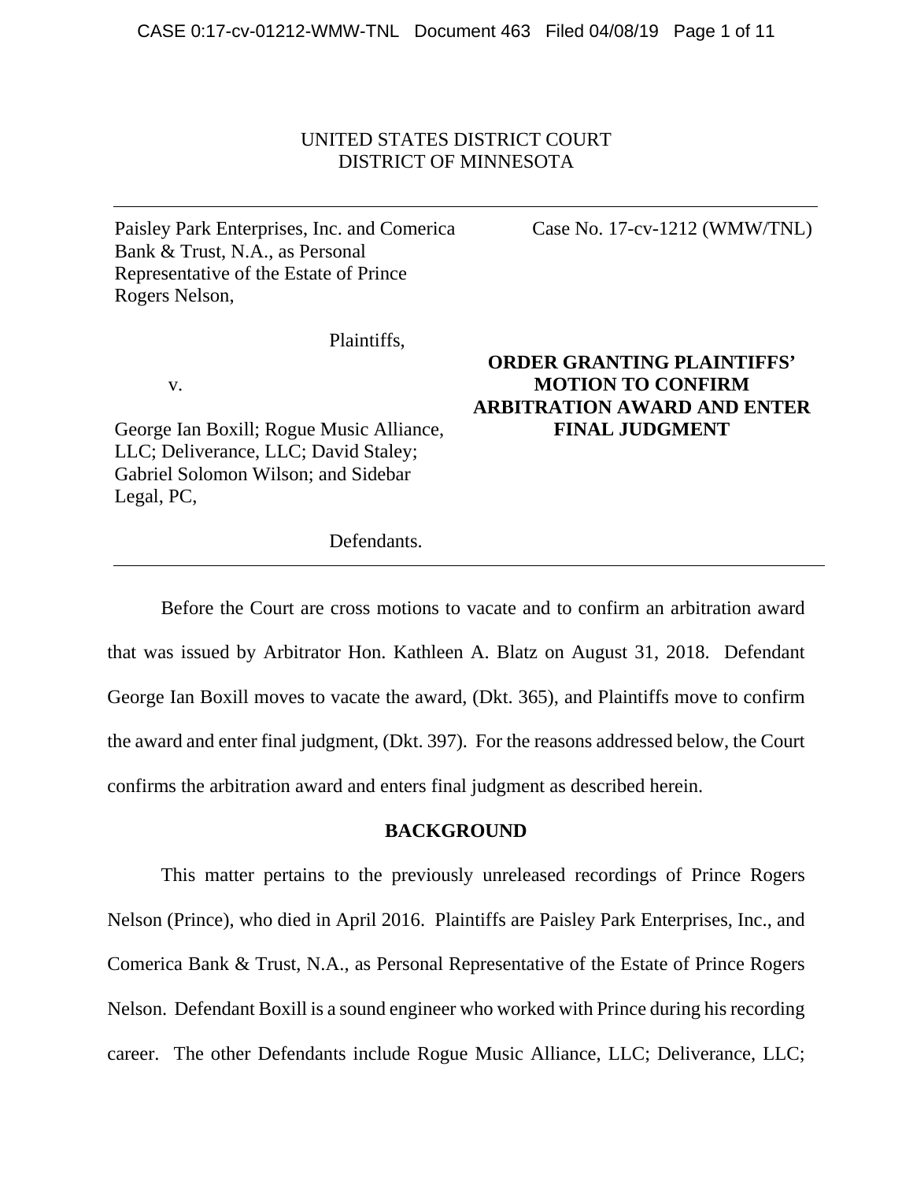UNITED STATES DISTRICT COURT
DISTRICT OF MINNESOTA

---

Paisley Park Enterprises, Inc. and Comerica Bank & Trust, N.A., as Personal Representative of the Estate of Prince Rogers Nelson,

Plaintiffs,

v.

George Ian Boxill; Rogue Music Alliance, LLC; Deliverance, LLC; David Staley; Gabriel Solomon Wilson; and Sidebar Legal, PC,

Defendants.

Case No. 17-cv-1212 (WMW/TNL)

**ORDER GRANTING PLAINTIFFS' MOTION TO CONFIRM ARBITRATION AWARD AND ENTER FINAL JUDGMENT**

---

Before the Court are cross motions to vacate and to confirm an arbitration award that was issued by Arbitrator Hon. Kathleen A. Blatz on August 31, 2018. Defendant George Ian Boxill moves to vacate the award, (Dkt. 365), and Plaintiffs move to confirm the award and enter final judgment, (Dkt. 397). For the reasons addressed below, the Court confirms the arbitration award and enters final judgment as described herein.

## BACKGROUND

This matter pertains to the previously unreleased recordings of Prince Rogers Nelson (Prince), who died in April 2016. Plaintiffs are Paisley Park Enterprises, Inc., and Comerica Bank & Trust, N.A., as Personal Representative of the Estate of Prince Rogers Nelson. Defendant Boxill is a sound engineer who worked with Prince during his recording career. The other Defendants include Rogue Music Alliance, LLC; Deliverance, LLC;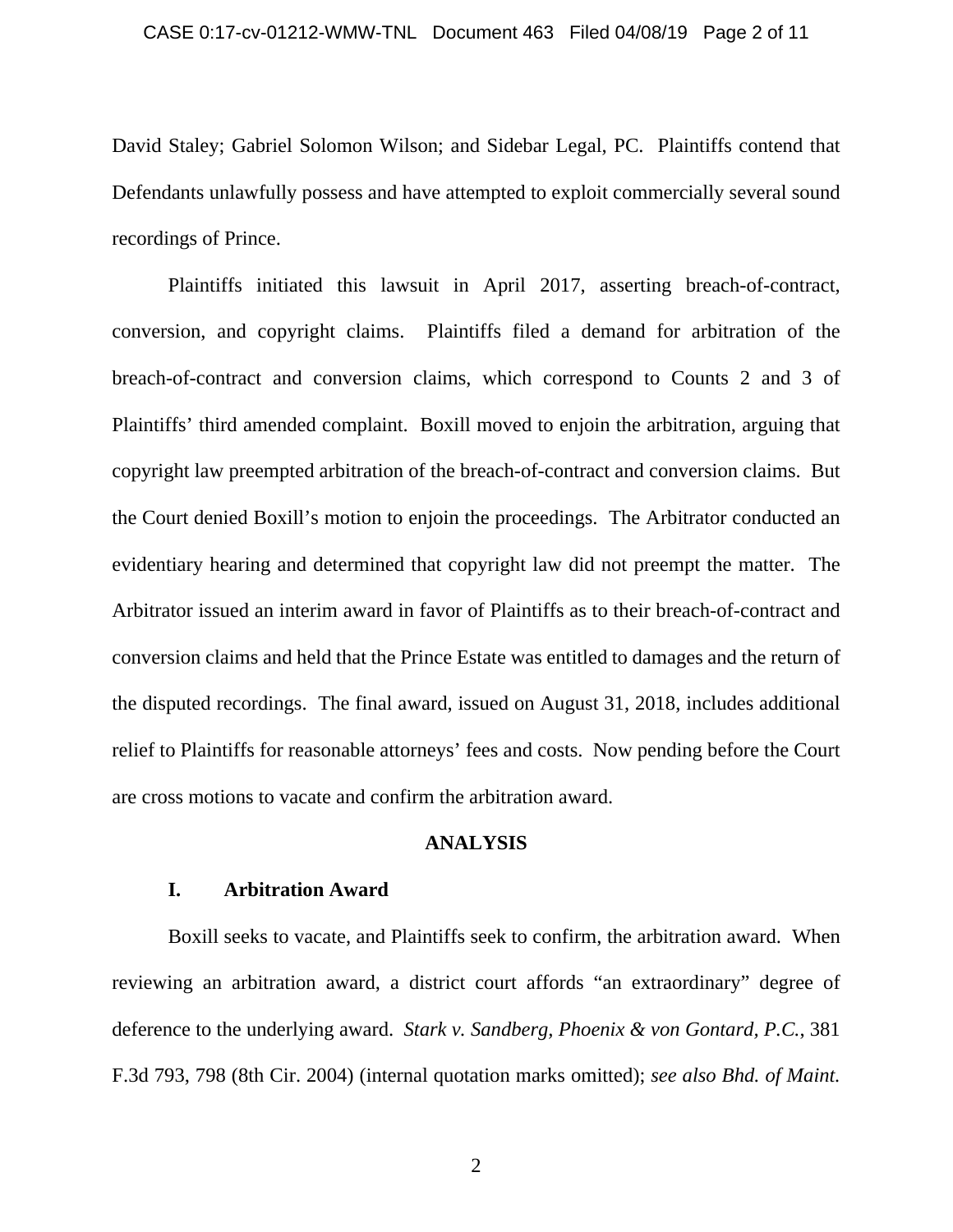David Staley; Gabriel Solomon Wilson; and Sidebar Legal, PC. Plaintiffs contend that Defendants unlawfully possess and have attempted to exploit commercially several sound recordings of Prince.

Plaintiffs initiated this lawsuit in April 2017, asserting breach-of-contract, conversion, and copyright claims. Plaintiffs filed a demand for arbitration of the breach-of-contract and conversion claims, which correspond to Counts 2 and 3 of Plaintiffs' third amended complaint. Boxill moved to enjoin the arbitration, arguing that copyright law preempted arbitration of the breach-of-contract and conversion claims. But the Court denied Boxill's motion to enjoin the proceedings. The Arbitrator conducted an evidentiary hearing and determined that copyright law did not preempt the matter. The Arbitrator issued an interim award in favor of Plaintiffs as to their breach-of-contract and conversion claims and held that the Prince Estate was entitled to damages and the return of the disputed recordings. The final award, issued on August 31, 2018, includes additional relief to Plaintiffs for reasonable attorneys' fees and costs. Now pending before the Court are cross motions to vacate and confirm the arbitration award.

## ANALYSIS

### I. Arbitration Award

Boxill seeks to vacate, and Plaintiffs seek to confirm, the arbitration award. When reviewing an arbitration award, a district court affords "an extraordinary" degree of deference to the underlying award. *Stark v. Sandberg, Phoenix & von Gontard, P.C.*, 381 F.3d 793, 798 (8th Cir. 2004) (internal quotation marks omitted); *see also Bhd. of Maint.*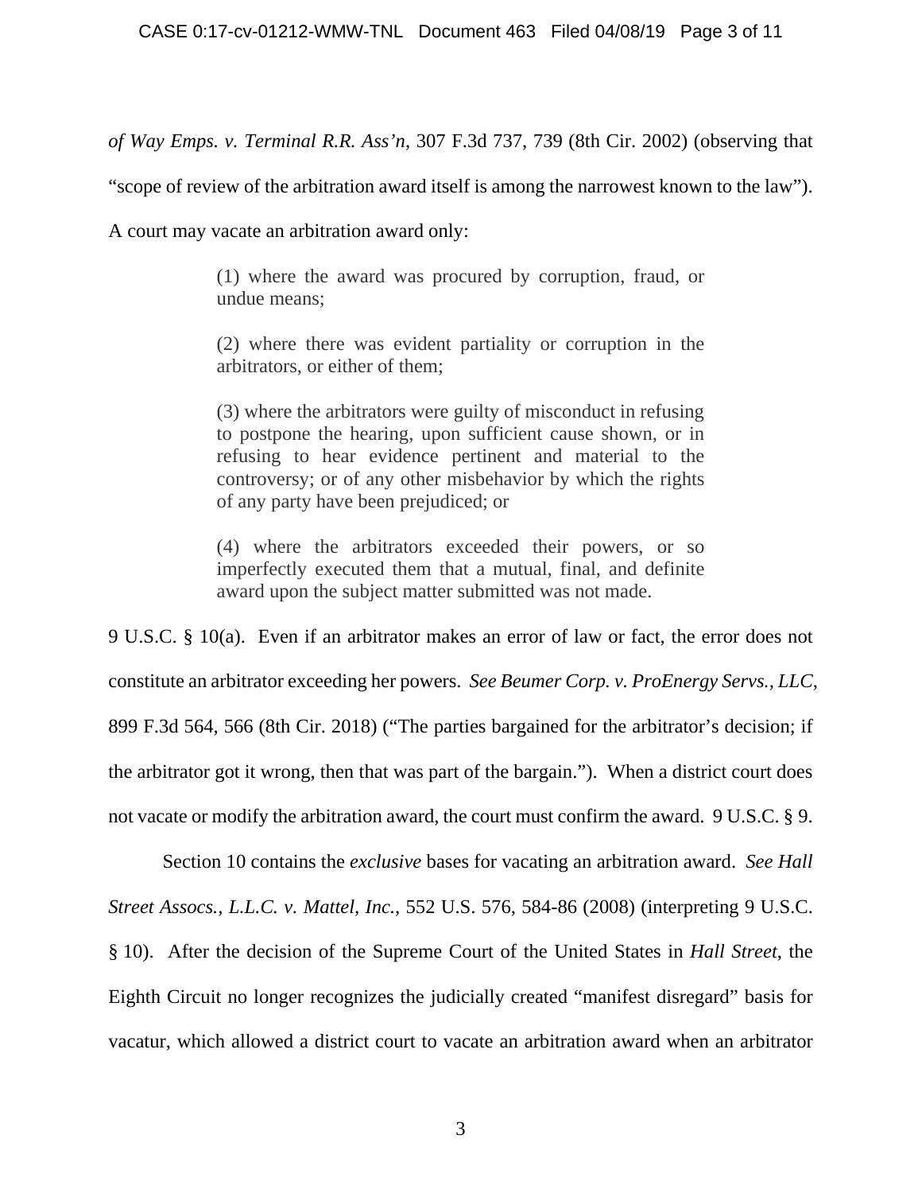*of Way Emps. v. Terminal R.R. Ass'n*, 307 F.3d 737, 739 (8th Cir. 2002) (observing that "scope of review of the arbitration award itself is among the narrowest known to the law"). A court may vacate an arbitration award only:

> (1) where the award was procured by corruption, fraud, or undue means;
>
> (2) where there was evident partiality or corruption in the arbitrators, or either of them;
>
> (3) where the arbitrators were guilty of misconduct in refusing to postpone the hearing, upon sufficient cause shown, or in refusing to hear evidence pertinent and material to the controversy; or of any other misbehavior by which the rights of any party have been prejudiced; or
>
> (4) where the arbitrators exceeded their powers, or so imperfectly executed them that a mutual, final, and definite award upon the subject matter submitted was not made.

9 U.S.C. § 10(a). Even if an arbitrator makes an error of law or fact, the error does not constitute an arbitrator exceeding her powers. *See Beumer Corp. v. ProEnergy Servs., LLC*, 899 F.3d 564, 566 (8th Cir. 2018) ("The parties bargained for the arbitrator's decision; if the arbitrator got it wrong, then that was part of the bargain."). When a district court does not vacate or modify the arbitration award, the court must confirm the award. 9 U.S.C. § 9.

Section 10 contains the *exclusive* bases for vacating an arbitration award. *See Hall Street Assocs., L.L.C. v. Mattel, Inc.*, 552 U.S. 576, 584-86 (2008) (interpreting 9 U.S.C. § 10). After the decision of the Supreme Court of the United States in *Hall Street*, the Eighth Circuit no longer recognizes the judicially created "manifest disregard" basis for vacatur, which allowed a district court to vacate an arbitration award when an arbitrator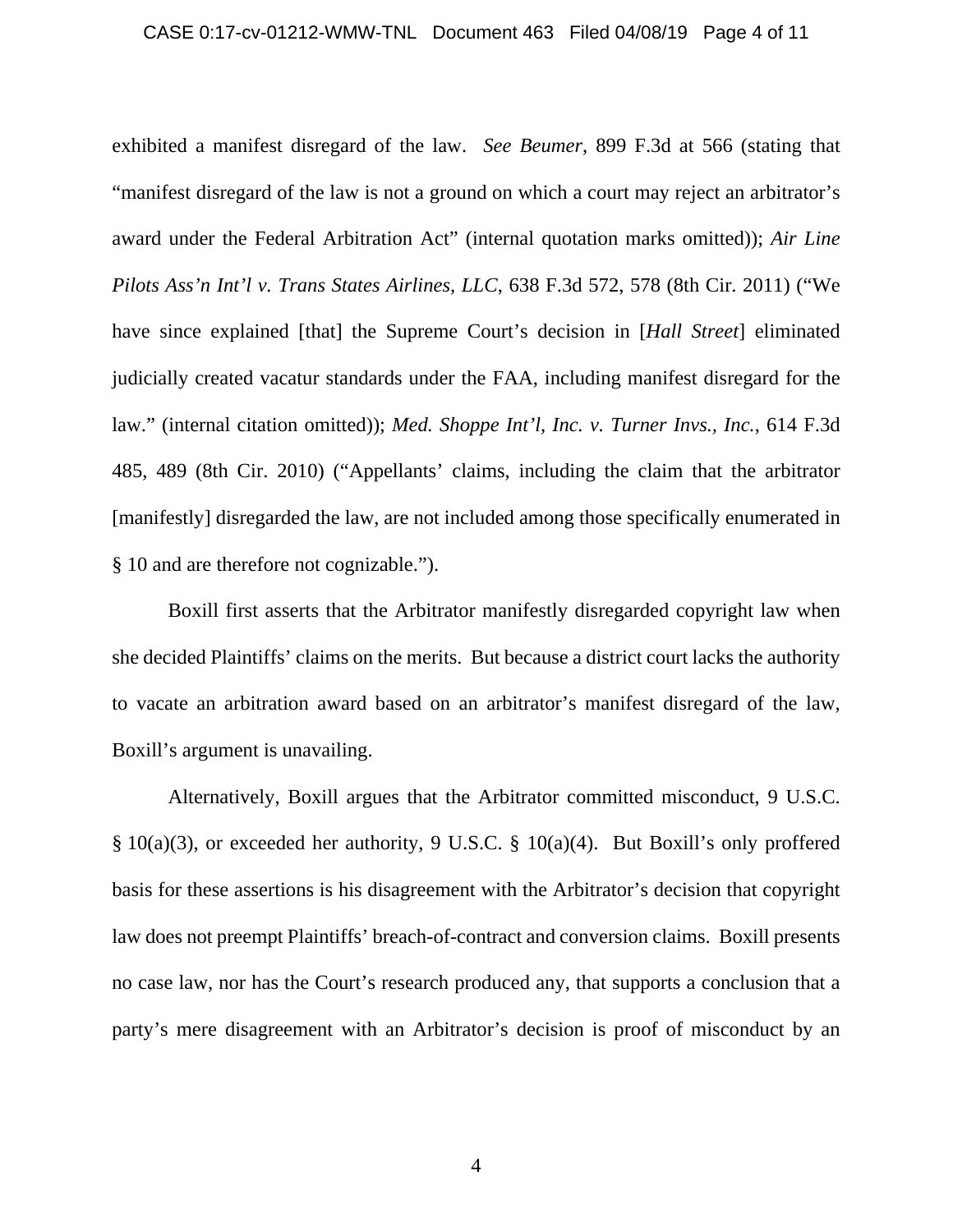exhibited a manifest disregard of the law. *See Beumer*, 899 F.3d at 566 (stating that "manifest disregard of the law is not a ground on which a court may reject an arbitrator's award under the Federal Arbitration Act" (internal quotation marks omitted)); *Air Line Pilots Ass'n Int'l v. Trans States Airlines, LLC*, 638 F.3d 572, 578 (8th Cir. 2011) ("We have since explained [that] the Supreme Court's decision in [*Hall Street*] eliminated judicially created vacatur standards under the FAA, including manifest disregard for the law." (internal citation omitted)); *Med. Shoppe Int'l, Inc. v. Turner Invs., Inc.*, 614 F.3d 485, 489 (8th Cir. 2010) ("Appellants' claims, including the claim that the arbitrator [manifestly] disregarded the law, are not included among those specifically enumerated in § 10 and are therefore not cognizable.").

Boxill first asserts that the Arbitrator manifestly disregarded copyright law when she decided Plaintiffs' claims on the merits. But because a district court lacks the authority to vacate an arbitration award based on an arbitrator's manifest disregard of the law, Boxill's argument is unavailing.

Alternatively, Boxill argues that the Arbitrator committed misconduct, 9 U.S.C. § 10(a)(3), or exceeded her authority, 9 U.S.C. § 10(a)(4). But Boxill's only proffered basis for these assertions is his disagreement with the Arbitrator's decision that copyright law does not preempt Plaintiffs' breach-of-contract and conversion claims. Boxill presents no case law, nor has the Court's research produced any, that supports a conclusion that a party's mere disagreement with an Arbitrator's decision is proof of misconduct by an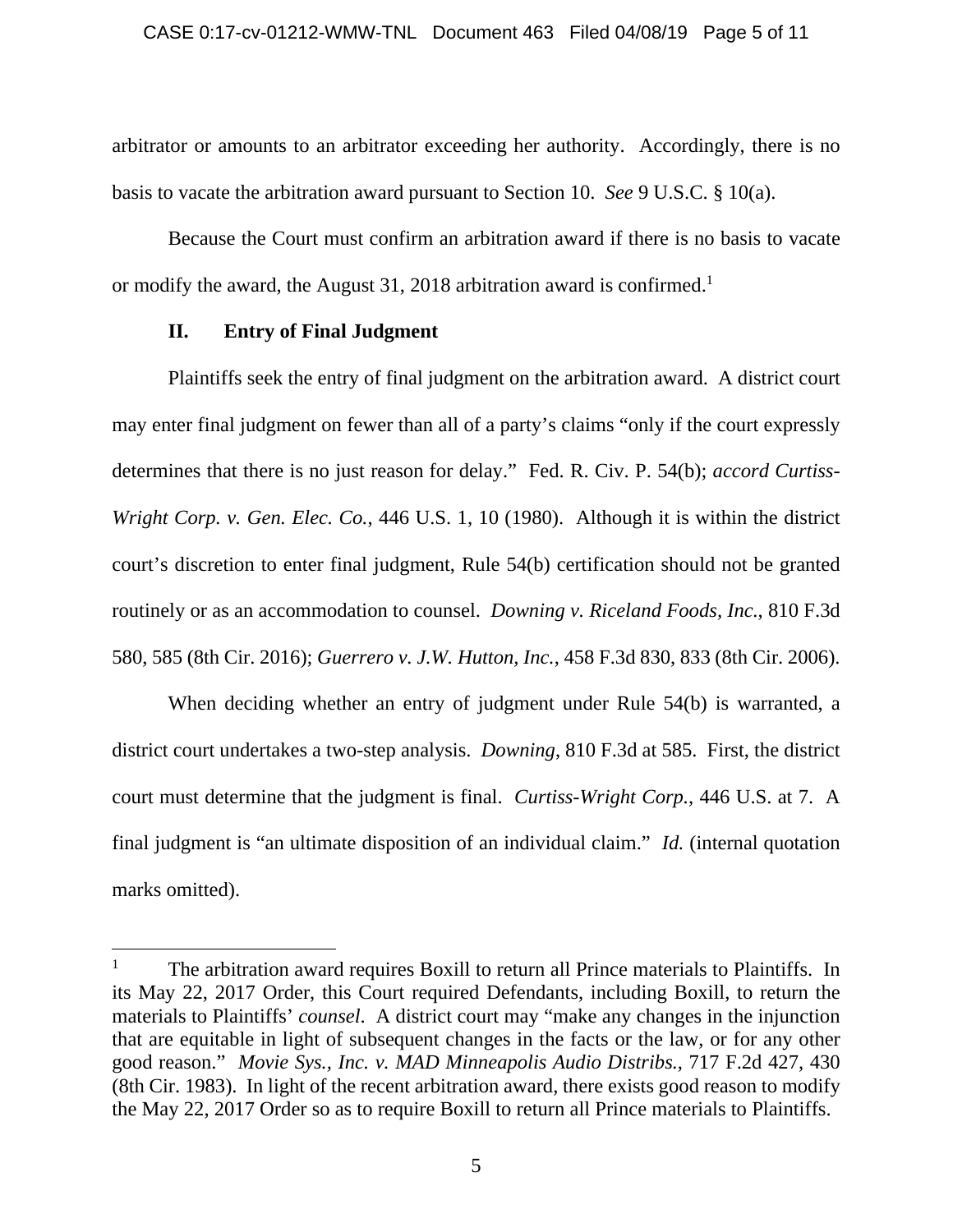arbitrator or amounts to an arbitrator exceeding her authority. Accordingly, there is no basis to vacate the arbitration award pursuant to Section 10. *See* 9 U.S.C. § 10(a).

Because the Court must confirm an arbitration award if there is no basis to vacate or modify the award, the August 31, 2018 arbitration award is confirmed.[1]

## II. Entry of Final Judgment

Plaintiffs seek the entry of final judgment on the arbitration award. A district court may enter final judgment on fewer than all of a party's claims "only if the court expressly determines that there is no just reason for delay." Fed. R. Civ. P. 54(b); *accord Curtiss-Wright Corp. v. Gen. Elec. Co.*, 446 U.S. 1, 10 (1980). Although it is within the district court's discretion to enter final judgment, Rule 54(b) certification should not be granted routinely or as an accommodation to counsel. *Downing v. Riceland Foods, Inc.*, 810 F.3d 580, 585 (8th Cir. 2016); *Guerrero v. J.W. Hutton, Inc.*, 458 F.3d 830, 833 (8th Cir. 2006).

When deciding whether an entry of judgment under Rule 54(b) is warranted, a district court undertakes a two-step analysis. *Downing*, 810 F.3d at 585. First, the district court must determine that the judgment is final. *Curtiss-Wright Corp.*, 446 U.S. at 7. A final judgment is "an ultimate disposition of an individual claim." *Id.* (internal quotation marks omitted).

---

[1] The arbitration award requires Boxill to return all Prince materials to Plaintiffs. In its May 22, 2017 Order, this Court required Defendants, including Boxill, to return the materials to Plaintiffs' *counsel*. A district court may "make any changes in the injunction that are equitable in light of subsequent changes in the facts or the law, or for any other good reason." *Movie Sys., Inc. v. MAD Minneapolis Audio Distribs.*, 717 F.2d 427, 430 (8th Cir. 1983). In light of the recent arbitration award, there exists good reason to modify the May 22, 2017 Order so as to require Boxill to return all Prince materials to Plaintiffs.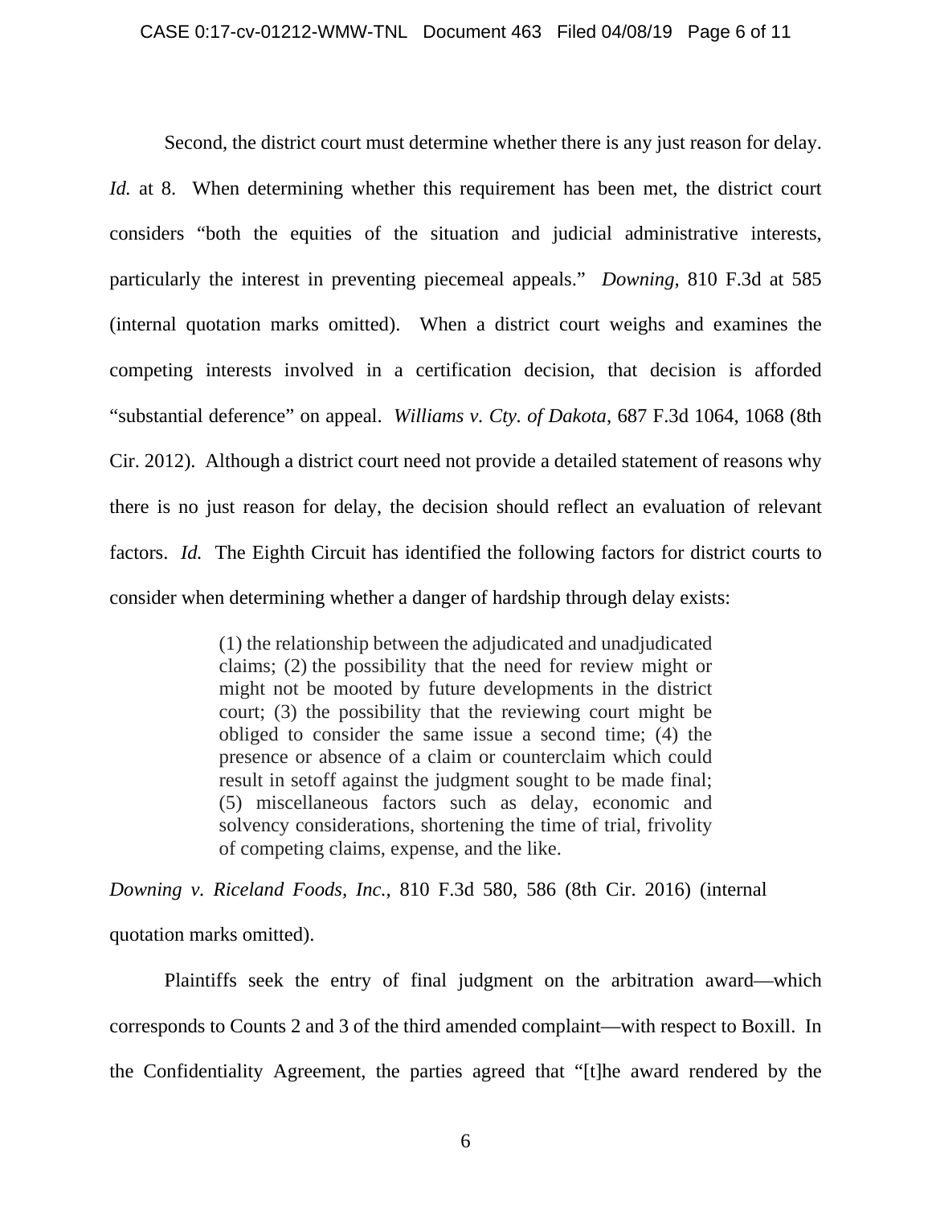Second, the district court must determine whether there is any just reason for delay. *Id.* at 8. When determining whether this requirement has been met, the district court considers "both the equities of the situation and judicial administrative interests, particularly the interest in preventing piecemeal appeals." *Downing*, 810 F.3d at 585 (internal quotation marks omitted). When a district court weighs and examines the competing interests involved in a certification decision, that decision is afforded "substantial deference" on appeal. *Williams v. Cty. of Dakota*, 687 F.3d 1064, 1068 (8th Cir. 2012). Although a district court need not provide a detailed statement of reasons why there is no just reason for delay, the decision should reflect an evaluation of relevant factors. *Id.* The Eighth Circuit has identified the following factors for district courts to consider when determining whether a danger of hardship through delay exists:

> (1) the relationship between the adjudicated and unadjudicated claims; (2) the possibility that the need for review might or might not be mooted by future developments in the district court; (3) the possibility that the reviewing court might be obliged to consider the same issue a second time; (4) the presence or absence of a claim or counterclaim which could result in setoff against the judgment sought to be made final; (5) miscellaneous factors such as delay, economic and solvency considerations, shortening the time of trial, frivolity of competing claims, expense, and the like.

*Downing v. Riceland Foods, Inc.*, 810 F.3d 580, 586 (8th Cir. 2016) (internal quotation marks omitted).

Plaintiffs seek the entry of final judgment on the arbitration award—which corresponds to Counts 2 and 3 of the third amended complaint—with respect to Boxill. In the Confidentiality Agreement, the parties agreed that "[t]he award rendered by the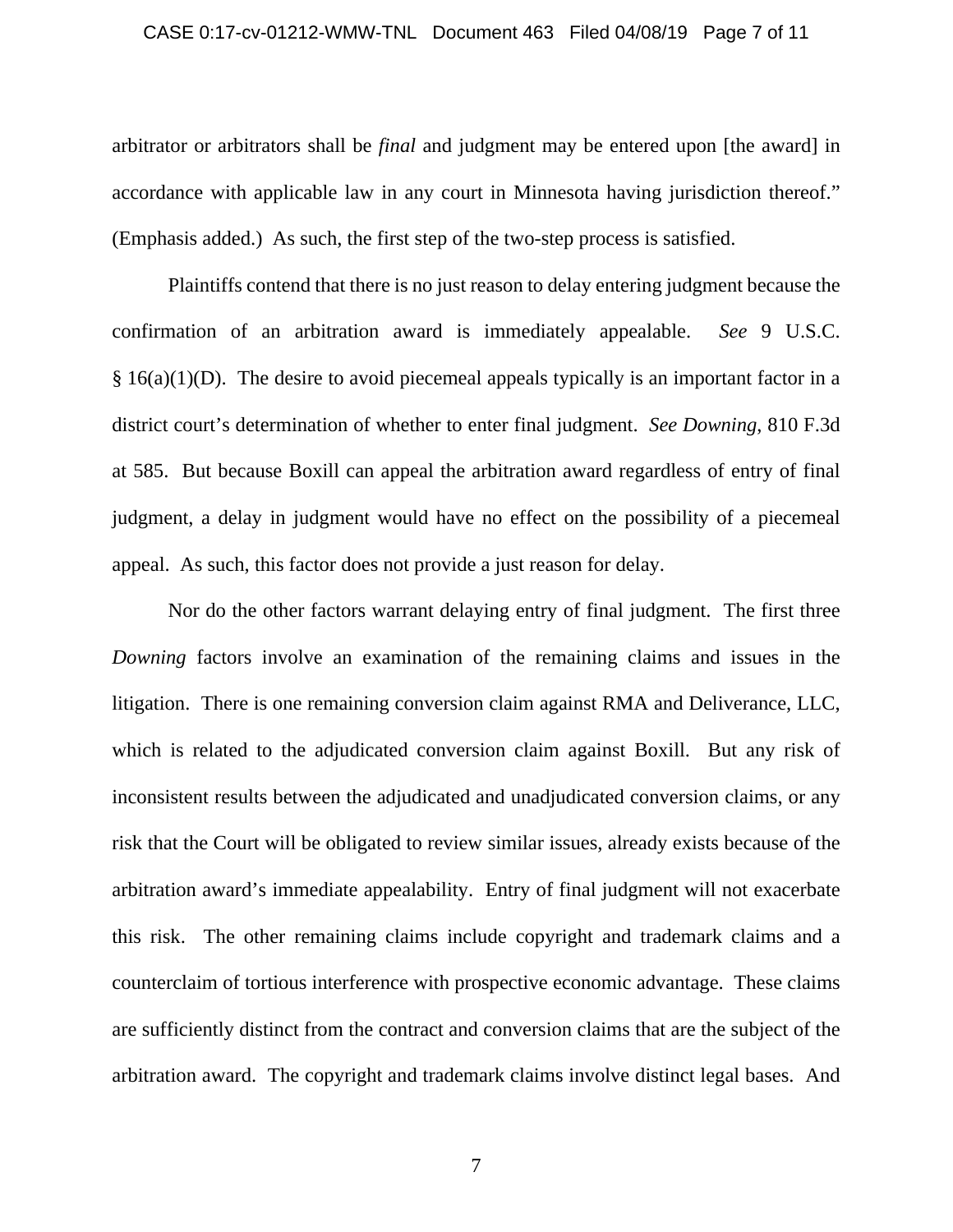arbitrator or arbitrators shall be *final* and judgment may be entered upon [the award] in accordance with applicable law in any court in Minnesota having jurisdiction thereof." (Emphasis added.) As such, the first step of the two-step process is satisfied.

Plaintiffs contend that there is no just reason to delay entering judgment because the confirmation of an arbitration award is immediately appealable. *See* 9 U.S.C. § 16(a)(1)(D). The desire to avoid piecemeal appeals typically is an important factor in a district court's determination of whether to enter final judgment. *See Downing*, 810 F.3d at 585. But because Boxill can appeal the arbitration award regardless of entry of final judgment, a delay in judgment would have no effect on the possibility of a piecemeal appeal. As such, this factor does not provide a just reason for delay.

Nor do the other factors warrant delaying entry of final judgment. The first three *Downing* factors involve an examination of the remaining claims and issues in the litigation. There is one remaining conversion claim against RMA and Deliverance, LLC, which is related to the adjudicated conversion claim against Boxill. But any risk of inconsistent results between the adjudicated and unadjudicated conversion claims, or any risk that the Court will be obligated to review similar issues, already exists because of the arbitration award's immediate appealability. Entry of final judgment will not exacerbate this risk. The other remaining claims include copyright and trademark claims and a counterclaim of tortious interference with prospective economic advantage. These claims are sufficiently distinct from the contract and conversion claims that are the subject of the arbitration award. The copyright and trademark claims involve distinct legal bases. And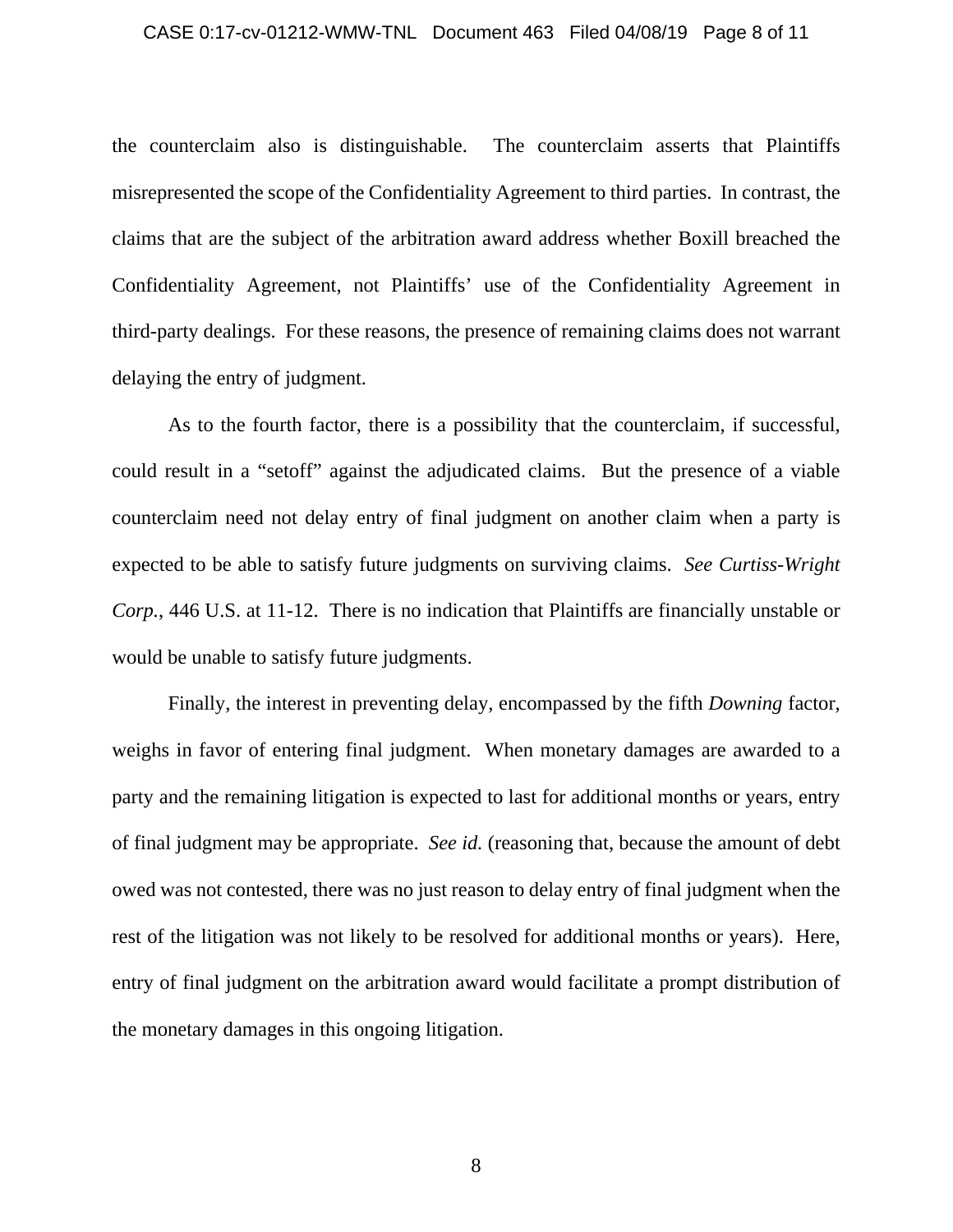the counterclaim also is distinguishable. The counterclaim asserts that Plaintiffs misrepresented the scope of the Confidentiality Agreement to third parties. In contrast, the claims that are the subject of the arbitration award address whether Boxill breached the Confidentiality Agreement, not Plaintiffs' use of the Confidentiality Agreement in third-party dealings. For these reasons, the presence of remaining claims does not warrant delaying the entry of judgment.

As to the fourth factor, there is a possibility that the counterclaim, if successful, could result in a "setoff" against the adjudicated claims. But the presence of a viable counterclaim need not delay entry of final judgment on another claim when a party is expected to be able to satisfy future judgments on surviving claims. *See Curtiss-Wright Corp.*, 446 U.S. at 11-12. There is no indication that Plaintiffs are financially unstable or would be unable to satisfy future judgments.

Finally, the interest in preventing delay, encompassed by the fifth *Downing* factor, weighs in favor of entering final judgment. When monetary damages are awarded to a party and the remaining litigation is expected to last for additional months or years, entry of final judgment may be appropriate. *See id.* (reasoning that, because the amount of debt owed was not contested, there was no just reason to delay entry of final judgment when the rest of the litigation was not likely to be resolved for additional months or years). Here, entry of final judgment on the arbitration award would facilitate a prompt distribution of the monetary damages in this ongoing litigation.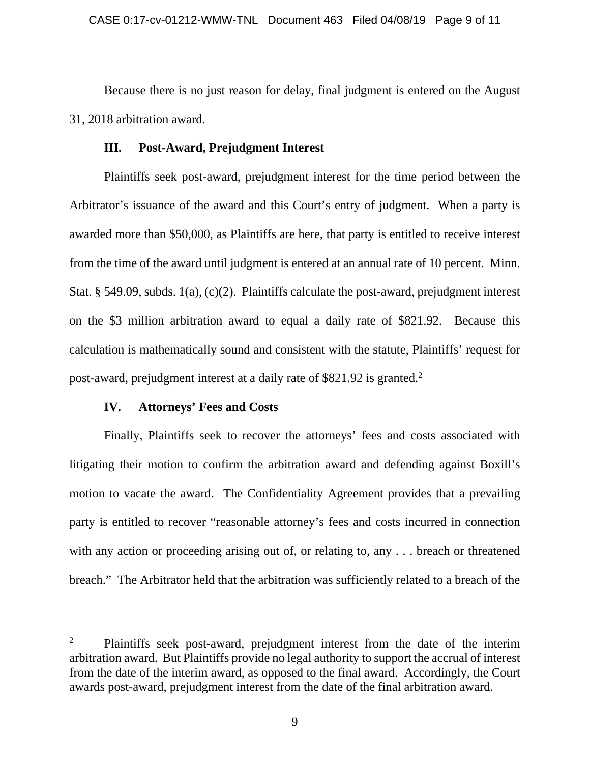Because there is no just reason for delay, final judgment is entered on the August 31, 2018 arbitration award.

### III. Post-Award, Prejudgment Interest

Plaintiffs seek post-award, prejudgment interest for the time period between the Arbitrator's issuance of the award and this Court's entry of judgment. When a party is awarded more than $50,000, as Plaintiffs are here, that party is entitled to receive interest from the time of the award until judgment is entered at an annual rate of 10 percent. Minn. Stat. § 549.09, subds. 1(a), (c)(2). Plaintiffs calculate the post-award, prejudgment interest on the $3 million arbitration award to equal a daily rate of $821.92. Because this calculation is mathematically sound and consistent with the statute, Plaintiffs' request for post-award, prejudgment interest at a daily rate of $821.92 is granted.[2]

### IV. Attorneys' Fees and Costs

Finally, Plaintiffs seek to recover the attorneys' fees and costs associated with litigating their motion to confirm the arbitration award and defending against Boxill's motion to vacate the award. The Confidentiality Agreement provides that a prevailing party is entitled to recover "reasonable attorney's fees and costs incurred in connection with any action or proceeding arising out of, or relating to, any . . . breach or threatened breach." The Arbitrator held that the arbitration was sufficiently related to a breach of the

---

[2] Plaintiffs seek post-award, prejudgment interest from the date of the interim arbitration award. But Plaintiffs provide no legal authority to support the accrual of interest from the date of the interim award, as opposed to the final award. Accordingly, the Court awards post-award, prejudgment interest from the date of the final arbitration award.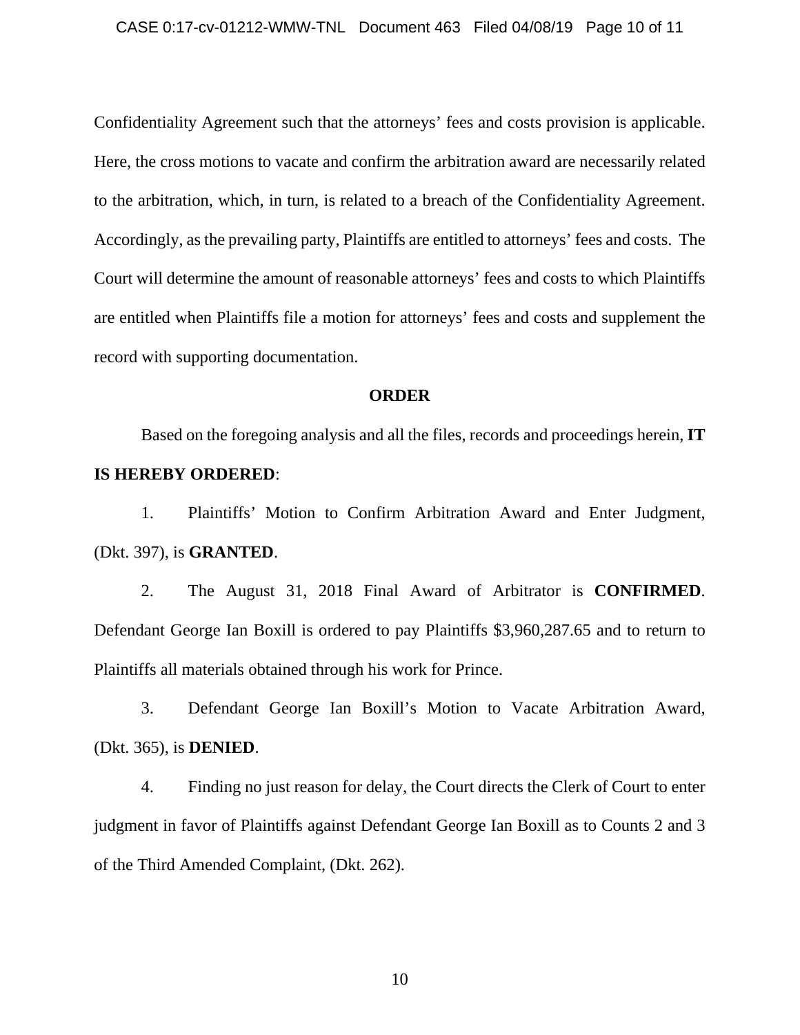Confidentiality Agreement such that the attorneys' fees and costs provision is applicable. Here, the cross motions to vacate and confirm the arbitration award are necessarily related to the arbitration, which, in turn, is related to a breach of the Confidentiality Agreement. Accordingly, as the prevailing party, Plaintiffs are entitled to attorneys' fees and costs. The Court will determine the amount of reasonable attorneys' fees and costs to which Plaintiffs are entitled when Plaintiffs file a motion for attorneys' fees and costs and supplement the record with supporting documentation.

**ORDER**

Based on the foregoing analysis and all the files, records and proceedings herein, **IT IS HEREBY ORDERED**:

1. Plaintiffs' Motion to Confirm Arbitration Award and Enter Judgment, (Dkt. 397), is **GRANTED**.

2. The August 31, 2018 Final Award of Arbitrator is **CONFIRMED**. Defendant George Ian Boxill is ordered to pay Plaintiffs $3,960,287.65 and to return to Plaintiffs all materials obtained through his work for Prince.

3. Defendant George Ian Boxill's Motion to Vacate Arbitration Award, (Dkt. 365), is **DENIED**.

4. Finding no just reason for delay, the Court directs the Clerk of Court to enter judgment in favor of Plaintiffs against Defendant George Ian Boxill as to Counts 2 and 3 of the Third Amended Complaint, (Dkt. 262).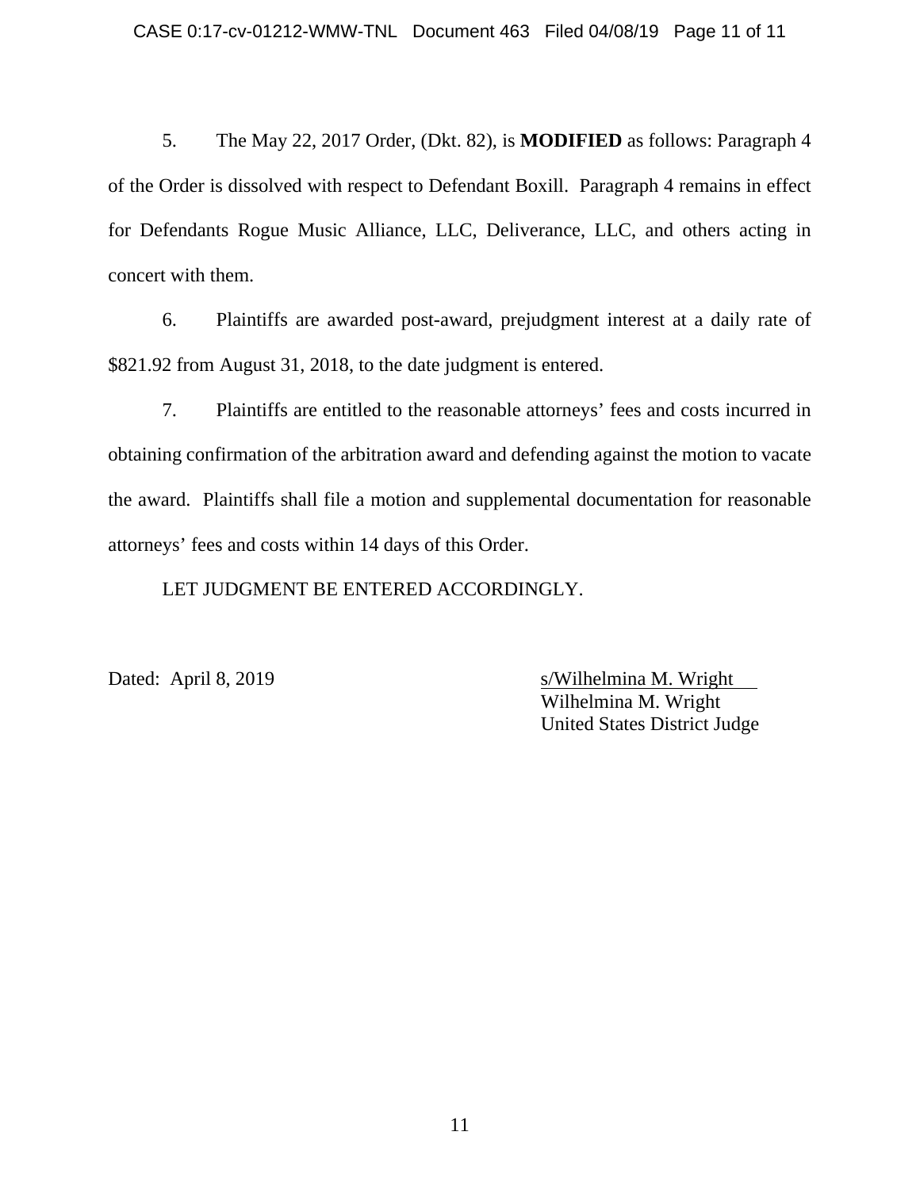5. The May 22, 2017 Order, (Dkt. 82), is **MODIFIED** as follows: Paragraph 4 of the Order is dissolved with respect to Defendant Boxill. Paragraph 4 remains in effect for Defendants Rogue Music Alliance, LLC, Deliverance, LLC, and others acting in concert with them.

6. Plaintiffs are awarded post-award, prejudgment interest at a daily rate of $821.92 from August 31, 2018, to the date judgment is entered.

7. Plaintiffs are entitled to the reasonable attorneys' fees and costs incurred in obtaining confirmation of the arbitration award and defending against the motion to vacate the award. Plaintiffs shall file a motion and supplemental documentation for reasonable attorneys' fees and costs within 14 days of this Order.

LET JUDGMENT BE ENTERED ACCORDINGLY.

Dated: April 8, 2019

s/Wilhelmina M. Wright
Wilhelmina M. Wright
United States District Judge